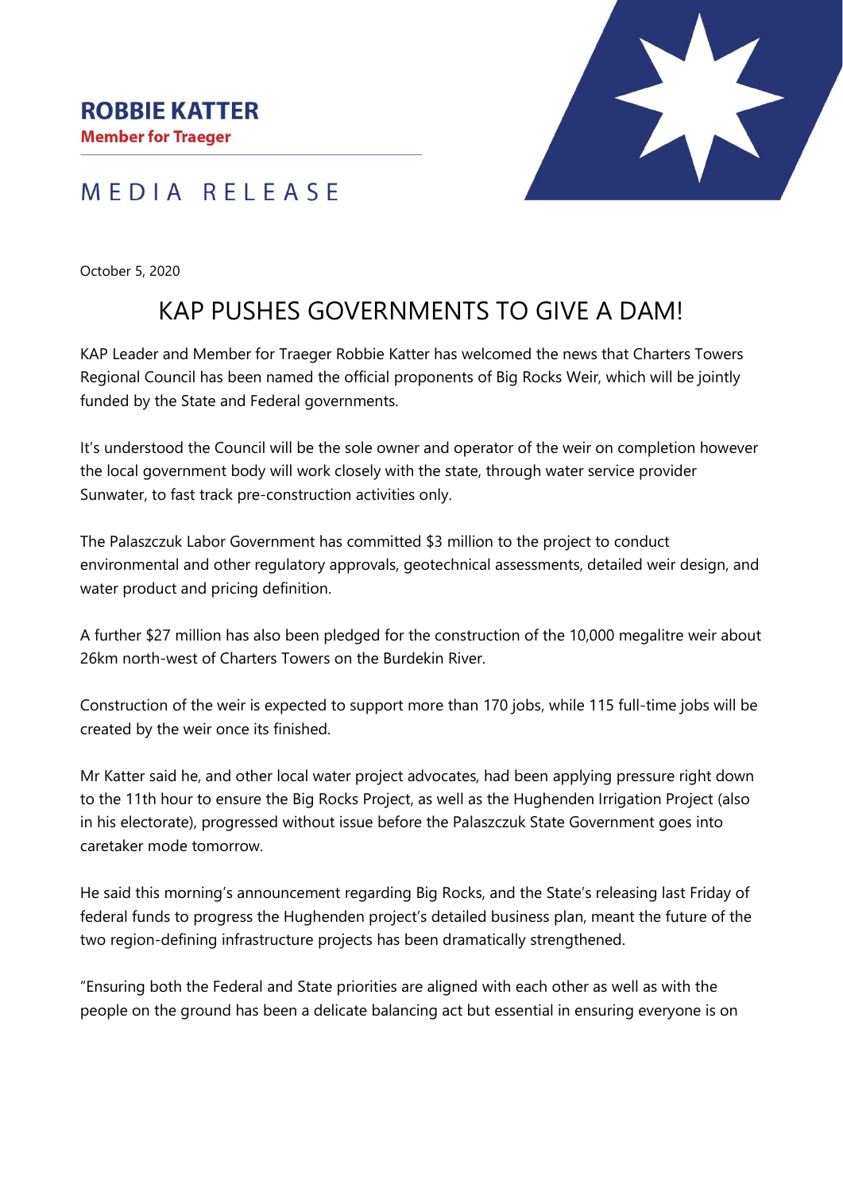**ROBBIE KATTER**

**Member for Traeger**

MEDIA RELEASE

October 5, 2020

# KAP PUSHES GOVERNMENTS TO GIVE A DAM!

KAP Leader and Member for Traeger Robbie Katter has welcomed the news that Charters Towers Regional Council has been named the official proponents of Big Rocks Weir, which will be jointly funded by the State and Federal governments.

It's understood the Council will be the sole owner and operator of the weir on completion however the local government body will work closely with the state, through water service provider Sunwater, to fast track pre-construction activities only.

The Palaszczuk Labor Government has committed $3 million to the project to conduct environmental and other regulatory approvals, geotechnical assessments, detailed weir design, and water product and pricing definition.

A further $27 million has also been pledged for the construction of the 10,000 megalitre weir about 26km north-west of Charters Towers on the Burdekin River.

Construction of the weir is expected to support more than 170 jobs, while 115 full-time jobs will be created by the weir once its finished.

Mr Katter said he, and other local water project advocates, had been applying pressure right down to the 11th hour to ensure the Big Rocks Project, as well as the Hughenden Irrigation Project (also in his electorate), progressed without issue before the Palaszczuk State Government goes into caretaker mode tomorrow.

He said this morning's announcement regarding Big Rocks, and the State's releasing last Friday of federal funds to progress the Hughenden project's detailed business plan, meant the future of the two region-defining infrastructure projects has been dramatically strengthened.

"Ensuring both the Federal and State priorities are aligned with each other as well as with the people on the ground has been a delicate balancing act but essential in ensuring everyone is on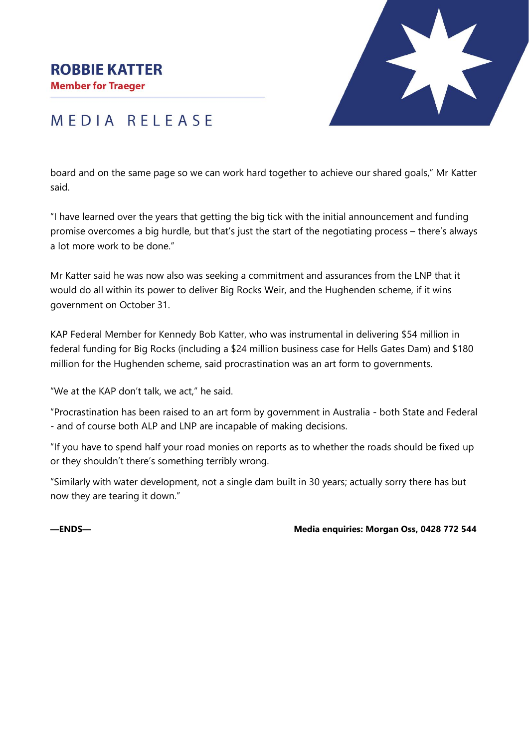board and on the same page so we can work hard together to achieve our shared goals," Mr Katter said.

"I have learned over the years that getting the big tick with the initial announcement and funding promise overcomes a big hurdle, but that's just the start of the negotiating process – there's always a lot more work to be done."

Mr Katter said he was now also was seeking a commitment and assurances from the LNP that it would do all within its power to deliver Big Rocks Weir, and the Hughenden scheme, if it wins government on October 31.

KAP Federal Member for Kennedy Bob Katter, who was instrumental in delivering $54 million in federal funding for Big Rocks (including a $24 million business case for Hells Gates Dam) and $180 million for the Hughenden scheme, said procrastination was an art form to governments.

"We at the KAP don't talk, we act," he said.

"Procrastination has been raised to an art form by government in Australia - both State and Federal - and of course both ALP and LNP are incapable of making decisions.

"If you have to spend half your road monies on reports as to whether the roads should be fixed up or they shouldn't there's something terribly wrong.

"Similarly with water development, not a single dam built in 30 years; actually sorry there has but now they are tearing it down."

**—ENDS—**

**Media enquiries: Morgan Oss, 0428 772 544**